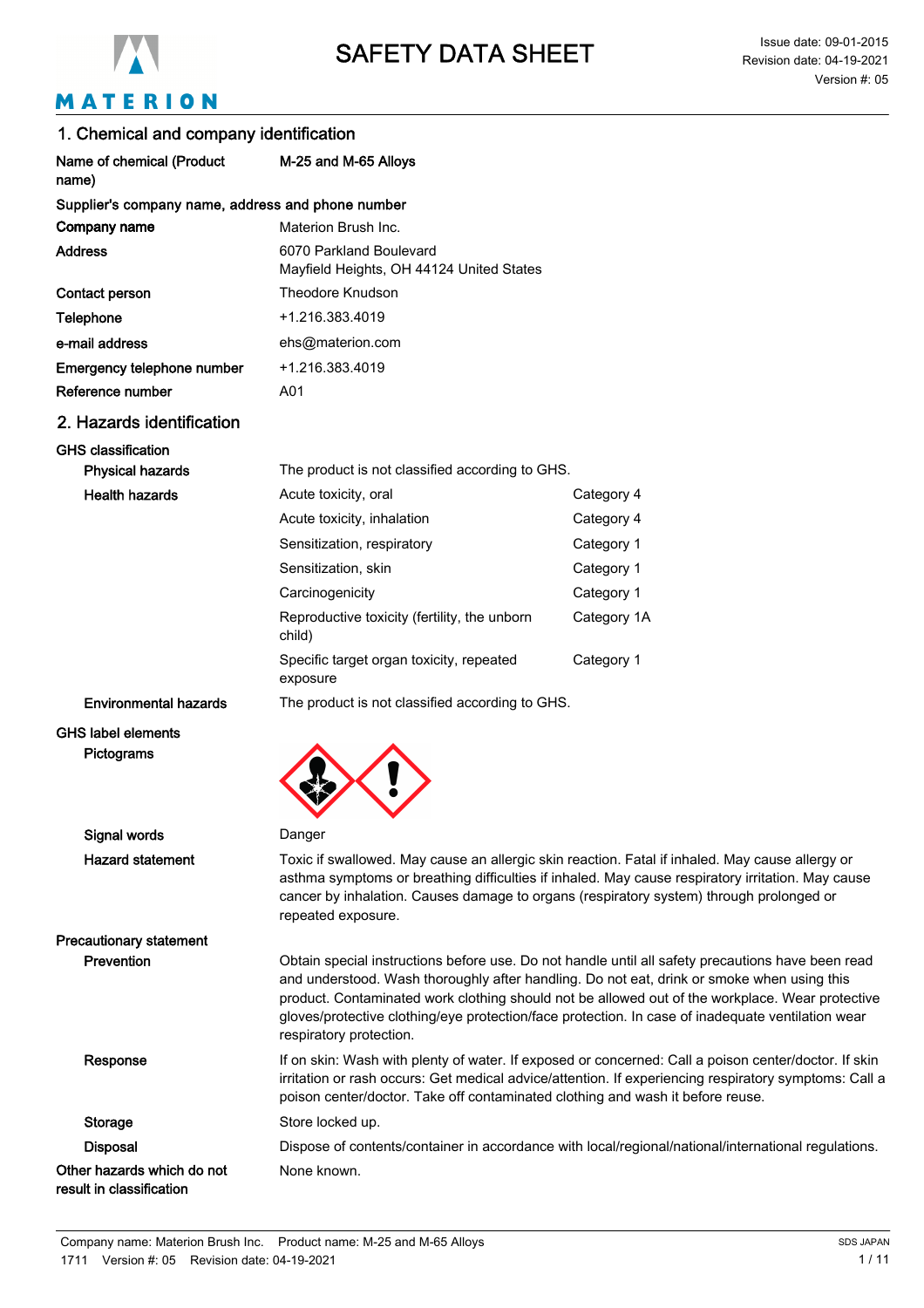# SAFETY DATA SHEET

Issue date: 09-01-2015
Revision date: 04-19-2021
Version #: 05

## 1. Chemical and company identification

| | |
|---|---|
| **Name of chemical (Product name)** | **M-25 and M-65 Alloys** |

**Supplier's company name, address and phone number**

| | |
|---|---|
| **Company name** | Materion Brush Inc. |
| **Address** | 6070 Parkland Boulevard<br>Mayfield Heights, OH 44124 United States |
| **Contact person** | Theodore Knudson |
| **Telephone** | +1.216.383.4019 |
| **e-mail address** | ehs@materion.com |
| **Emergency telephone number** | +1.216.383.4019 |
| **Reference number** | A01 |

## 2. Hazards identification

**GHS classification**

| | | |
|---|---|---|
| **Physical hazards** | The product is not classified according to GHS. | |
| **Health hazards** | Acute toxicity, oral | Category 4 |
| | Acute toxicity, inhalation | Category 4 |
| | Sensitization, respiratory | Category 1 |
| | Sensitization, skin | Category 1 |
| | Carcinogenicity | Category 1 |
| | Reproductive toxicity (fertility, the unborn child) | Category 1A |
| | Specific target organ toxicity, repeated exposure | Category 1 |
| **Environmental hazards** | The product is not classified according to GHS. | |

**GHS label elements**

**Pictograms**

**Signal words** Danger

**Hazard statement** Toxic if swallowed. May cause an allergic skin reaction. Fatal if inhaled. May cause allergy or asthma symptoms or breathing difficulties if inhaled. May cause respiratory irritation. May cause cancer by inhalation. Causes damage to organs (respiratory system) through prolonged or repeated exposure.

**Precautionary statement**

**Prevention** Obtain special instructions before use. Do not handle until all safety precautions have been read and understood. Wash thoroughly after handling. Do not eat, drink or smoke when using this product. Contaminated work clothing should not be allowed out of the workplace. Wear protective gloves/protective clothing/eye protection/face protection. In case of inadequate ventilation wear respiratory protection.

**Response** If on skin: Wash with plenty of water. If exposed or concerned: Call a poison center/doctor. If skin irritation or rash occurs: Get medical advice/attention. If experiencing respiratory symptoms: Call a poison center/doctor. Take off contaminated clothing and wash it before reuse.

**Storage** Store locked up.

**Disposal** Dispose of contents/container in accordance with local/regional/national/international regulations.

**Other hazards which do not result in classification** None known.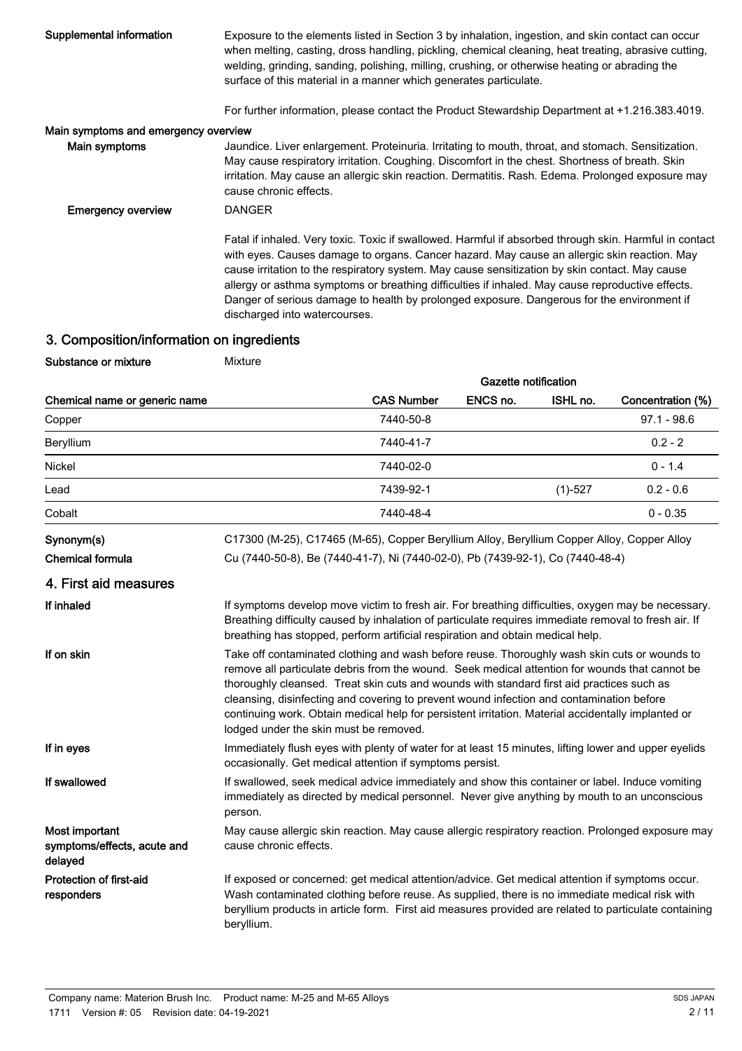**Supplemental information**

Exposure to the elements listed in Section 3 by inhalation, ingestion, and skin contact can occur when melting, casting, dross handling, pickling, chemical cleaning, heat treating, abrasive cutting, welding, grinding, sanding, polishing, milling, crushing, or otherwise heating or abrading the surface of this material in a manner which generates particulate.

For further information, please contact the Product Stewardship Department at +1.216.383.4019.

**Main symptoms and emergency overview**

**Main symptoms**

Jaundice. Liver enlargement. Proteinuria. Irritating to mouth, throat, and stomach. Sensitization. May cause respiratory irritation. Coughing. Discomfort in the chest. Shortness of breath. Skin irritation. May cause an allergic skin reaction. Dermatitis. Rash. Edema. Prolonged exposure may cause chronic effects.

**Emergency overview**

DANGER

Fatal if inhaled. Very toxic. Toxic if swallowed. Harmful if absorbed through skin. Harmful in contact with eyes. Causes damage to organs. Cancer hazard. May cause an allergic skin reaction. May cause irritation to the respiratory system. May cause sensitization by skin contact. May cause allergy or asthma symptoms or breathing difficulties if inhaled. May cause reproductive effects. Danger of serious damage to health by prolonged exposure. Dangerous for the environment if discharged into watercourses.

## 3. Composition/information on ingredients

**Substance or mixture** Mixture

| Chemical name or generic name | CAS Number | Gazette notification ENCS no. | Gazette notification ISHL no. | Concentration (%) |
|---|---|---|---|---|
| Copper | 7440-50-8 | | | 97.1 - 98.6 |
| Beryllium | 7440-41-7 | | | 0.2 - 2 |
| Nickel | 7440-02-0 | | | 0 - 1.4 |
| Lead | 7439-92-1 | | (1)-527 | 0.2 - 0.6 |
| Cobalt | 7440-48-4 | | | 0 - 0.35 |

**Synonym(s)** C17300 (M-25), C17465 (M-65), Copper Beryllium Alloy, Beryllium Copper Alloy, Copper Alloy

**Chemical formula** Cu (7440-50-8), Be (7440-41-7), Ni (7440-02-0), Pb (7439-92-1), Co (7440-48-4)

## 4. First aid measures

**If inhaled**

If symptoms develop move victim to fresh air. For breathing difficulties, oxygen may be necessary. Breathing difficulty caused by inhalation of particulate requires immediate removal to fresh air. If breathing has stopped, perform artificial respiration and obtain medical help.

**If on skin**

Take off contaminated clothing and wash before reuse. Thoroughly wash skin cuts or wounds to remove all particulate debris from the wound. Seek medical attention for wounds that cannot be thoroughly cleansed. Treat skin cuts and wounds with standard first aid practices such as cleansing, disinfecting and covering to prevent wound infection and contamination before continuing work. Obtain medical help for persistent irritation. Material accidentally implanted or lodged under the skin must be removed.

**If in eyes**

Immediately flush eyes with plenty of water for at least 15 minutes, lifting lower and upper eyelids occasionally. Get medical attention if symptoms persist.

**If swallowed**

If swallowed, seek medical advice immediately and show this container or label. Induce vomiting immediately as directed by medical personnel. Never give anything by mouth to an unconscious person.

**Most important symptoms/effects, acute and delayed**

May cause allergic skin reaction. May cause allergic respiratory reaction. Prolonged exposure may cause chronic effects.

**Protection of first-aid responders**

If exposed or concerned: get medical attention/advice. Get medical attention if symptoms occur. Wash contaminated clothing before reuse. As supplied, there is no immediate medical risk with beryllium products in article form. First aid measures provided are related to particulate containing beryllium.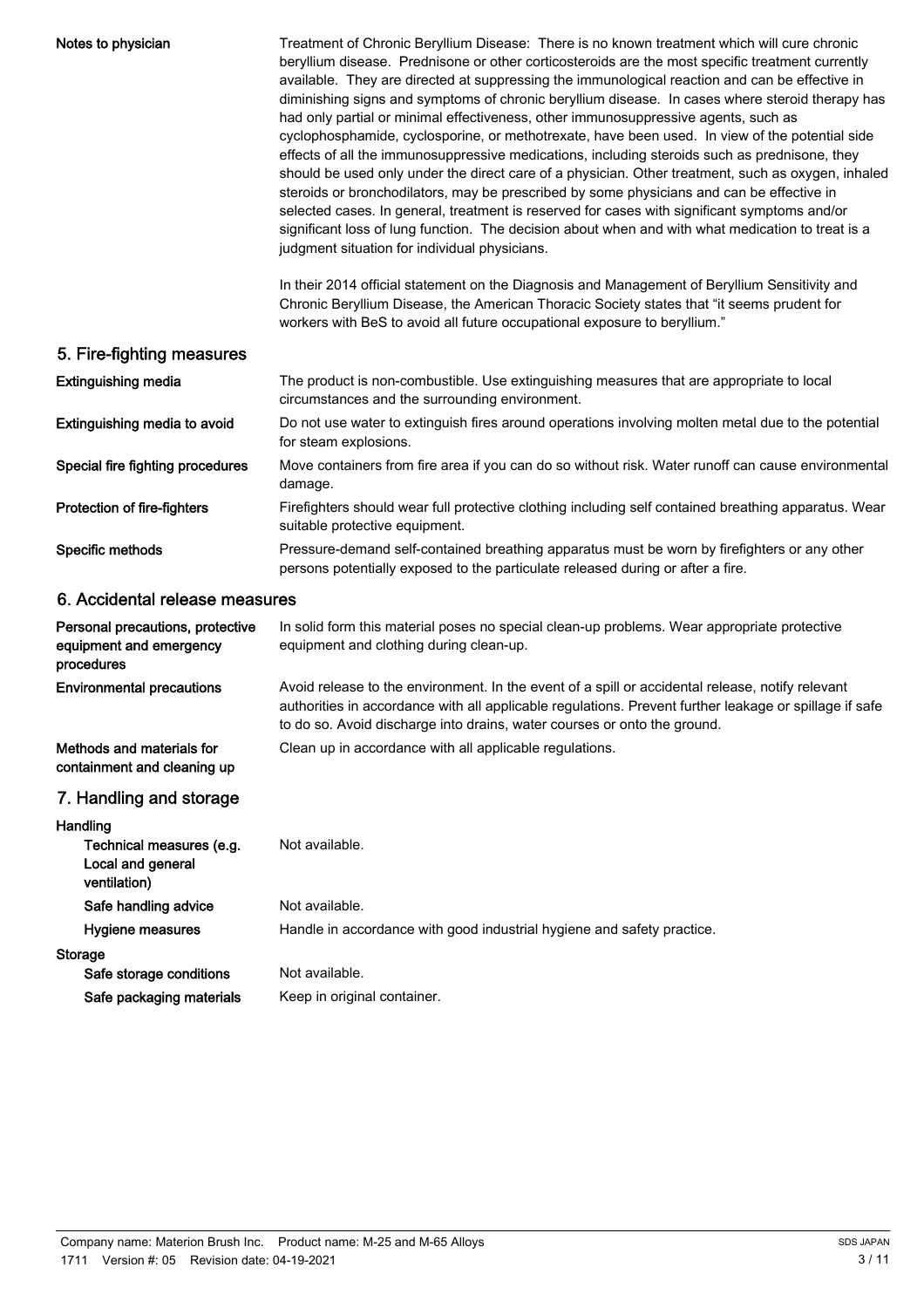**Notes to physician**

Treatment of Chronic Beryllium Disease: There is no known treatment which will cure chronic beryllium disease. Prednisone or other corticosteroids are the most specific treatment currently available. They are directed at suppressing the immunological reaction and can be effective in diminishing signs and symptoms of chronic beryllium disease. In cases where steroid therapy has had only partial or minimal effectiveness, other immunosuppressive agents, such as cyclophosphamide, cyclosporine, or methotrexate, have been used. In view of the potential side effects of all the immunosuppressive medications, including steroids such as prednisone, they should be used only under the direct care of a physician. Other treatment, such as oxygen, inhaled steroids or bronchodilators, may be prescribed by some physicians and can be effective in selected cases. In general, treatment is reserved for cases with significant symptoms and/or significant loss of lung function. The decision about when and with what medication to treat is a judgment situation for individual physicians.

In their 2014 official statement on the Diagnosis and Management of Beryllium Sensitivity and Chronic Beryllium Disease, the American Thoracic Society states that “it seems prudent for workers with BeS to avoid all future occupational exposure to beryllium.”

## 5. Fire-fighting measures

**Extinguishing media**

The product is non-combustible. Use extinguishing measures that are appropriate to local circumstances and the surrounding environment.

**Extinguishing media to avoid**

Do not use water to extinguish fires around operations involving molten metal due to the potential for steam explosions.

**Special fire fighting procedures**

Move containers from fire area if you can do so without risk. Water runoff can cause environmental damage.

**Protection of fire-fighters**

Firefighters should wear full protective clothing including self contained breathing apparatus. Wear suitable protective equipment.

**Specific methods**

Pressure-demand self-contained breathing apparatus must be worn by firefighters or any other persons potentially exposed to the particulate released during or after a fire.

## 6. Accidental release measures

**Personal precautions, protective equipment and emergency procedures**

In solid form this material poses no special clean-up problems. Wear appropriate protective equipment and clothing during clean-up.

**Environmental precautions**

Avoid release to the environment. In the event of a spill or accidental release, notify relevant authorities in accordance with all applicable regulations. Prevent further leakage or spillage if safe to do so. Avoid discharge into drains, water courses or onto the ground.

**Methods and materials for containment and cleaning up**

Clean up in accordance with all applicable regulations.

## 7. Handling and storage

**Handling**

**Technical measures (e.g. Local and general ventilation)**

Not available.

**Safe handling advice**

Not available.

**Hygiene measures**

Handle in accordance with good industrial hygiene and safety practice.

**Storage**

**Safe storage conditions**

Not available.

**Safe packaging materials**

Keep in original container.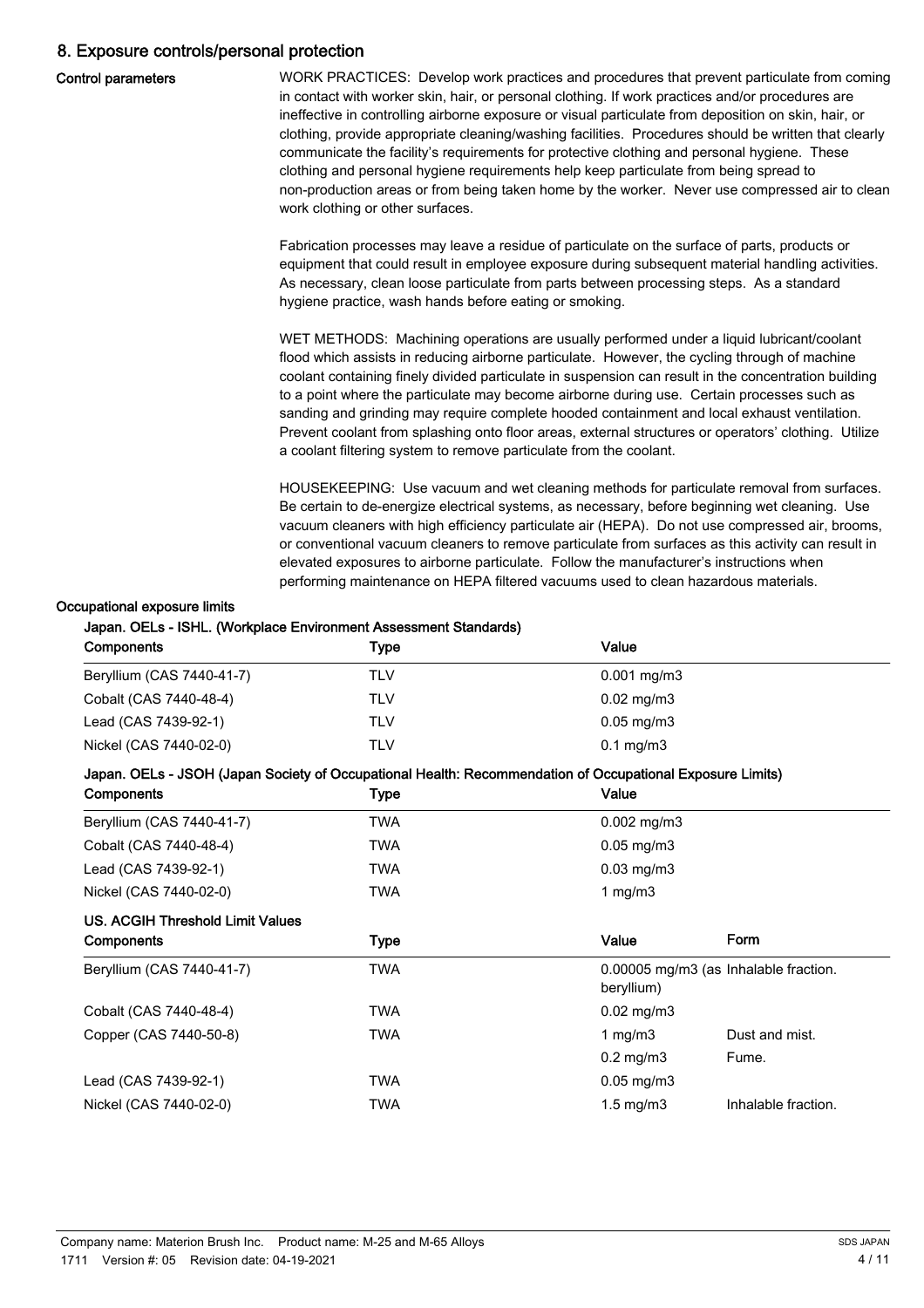## 8. Exposure controls/personal protection

**Control parameters**

WORK PRACTICES: Develop work practices and procedures that prevent particulate from coming in contact with worker skin, hair, or personal clothing. If work practices and/or procedures are ineffective in controlling airborne exposure or visual particulate from deposition on skin, hair, or clothing, provide appropriate cleaning/washing facilities. Procedures should be written that clearly communicate the facility's requirements for protective clothing and personal hygiene. These clothing and personal hygiene requirements help keep particulate from being spread to non-production areas or from being taken home by the worker. Never use compressed air to clean work clothing or other surfaces.

Fabrication processes may leave a residue of particulate on the surface of parts, products or equipment that could result in employee exposure during subsequent material handling activities. As necessary, clean loose particulate from parts between processing steps. As a standard hygiene practice, wash hands before eating or smoking.

WET METHODS: Machining operations are usually performed under a liquid lubricant/coolant flood which assists in reducing airborne particulate. However, the cycling through of machine coolant containing finely divided particulate in suspension can result in the concentration building to a point where the particulate may become airborne during use. Certain processes such as sanding and grinding may require complete hooded containment and local exhaust ventilation. Prevent coolant from splashing onto floor areas, external structures or operators' clothing. Utilize a coolant filtering system to remove particulate from the coolant.

HOUSEKEEPING: Use vacuum and wet cleaning methods for particulate removal from surfaces. Be certain to de-energize electrical systems, as necessary, before beginning wet cleaning. Use vacuum cleaners with high efficiency particulate air (HEPA). Do not use compressed air, brooms, or conventional vacuum cleaners to remove particulate from surfaces as this activity can result in elevated exposures to airborne particulate. Follow the manufacturer's instructions when performing maintenance on HEPA filtered vacuums used to clean hazardous materials.

**Occupational exposure limits**

**Japan. OELs - ISHL. (Workplace Environment Assessment Standards)**

| Components | Type | Value |
|---|---|---|
| Beryllium (CAS 7440-41-7) | TLV | 0.001 mg/m3 |
| Cobalt (CAS 7440-48-4) | TLV | 0.02 mg/m3 |
| Lead (CAS 7439-92-1) | TLV | 0.05 mg/m3 |
| Nickel (CAS 7440-02-0) | TLV | 0.1 mg/m3 |

**Japan. OELs - JSOH (Japan Society of Occupational Health: Recommendation of Occupational Exposure Limits)**

| Components | Type | Value |
|---|---|---|
| Beryllium (CAS 7440-41-7) | TWA | 0.002 mg/m3 |
| Cobalt (CAS 7440-48-4) | TWA | 0.05 mg/m3 |
| Lead (CAS 7439-92-1) | TWA | 0.03 mg/m3 |
| Nickel (CAS 7440-02-0) | TWA | 1 mg/m3 |

**US. ACGIH Threshold Limit Values**

| Components | Type | Value | Form |
|---|---|---|---|
| Beryllium (CAS 7440-41-7) | TWA | 0.00005 mg/m3 (as beryllium) | Inhalable fraction. |
| Cobalt (CAS 7440-48-4) | TWA | 0.02 mg/m3 | |
| Copper (CAS 7440-50-8) | TWA | 1 mg/m3 | Dust and mist. |
| | | 0.2 mg/m3 | Fume. |
| Lead (CAS 7439-92-1) | TWA | 0.05 mg/m3 | |
| Nickel (CAS 7440-02-0) | TWA | 1.5 mg/m3 | Inhalable fraction. |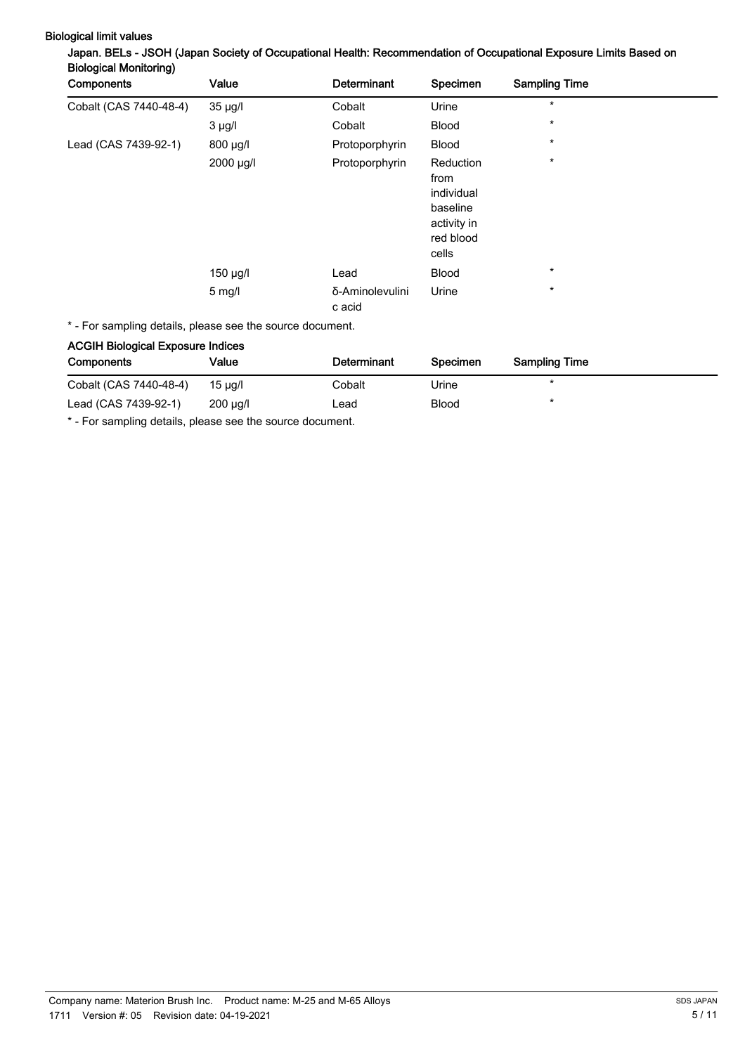**Biological limit values**

**Japan. BELs - JSOH (Japan Society of Occupational Health: Recommendation of Occupational Exposure Limits Based on Biological Monitoring)**

| Components | Value | Determinant | Specimen | Sampling Time |
|---|---|---|---|---|
| Cobalt (CAS 7440-48-4) | 35 µg/l | Cobalt | Urine | * |
| | 3 µg/l | Cobalt | Blood | * |
| Lead (CAS 7439-92-1) | 800 µg/l | Protoporphyrin | Blood | * |
| | 2000 µg/l | Protoporphyrin | Reduction from individual baseline activity in red blood cells | * |
| | 150 µg/l | Lead | Blood | * |
| | 5 mg/l | δ-Aminolevulinic acid | Urine | * |

* - For sampling details, please see the source document.

**ACGIH Biological Exposure Indices**

| Components | Value | Determinant | Specimen | Sampling Time |
|---|---|---|---|---|
| Cobalt (CAS 7440-48-4) | 15 µg/l | Cobalt | Urine | * |
| Lead (CAS 7439-92-1) | 200 µg/l | Lead | Blood | * |

* - For sampling details, please see the source document.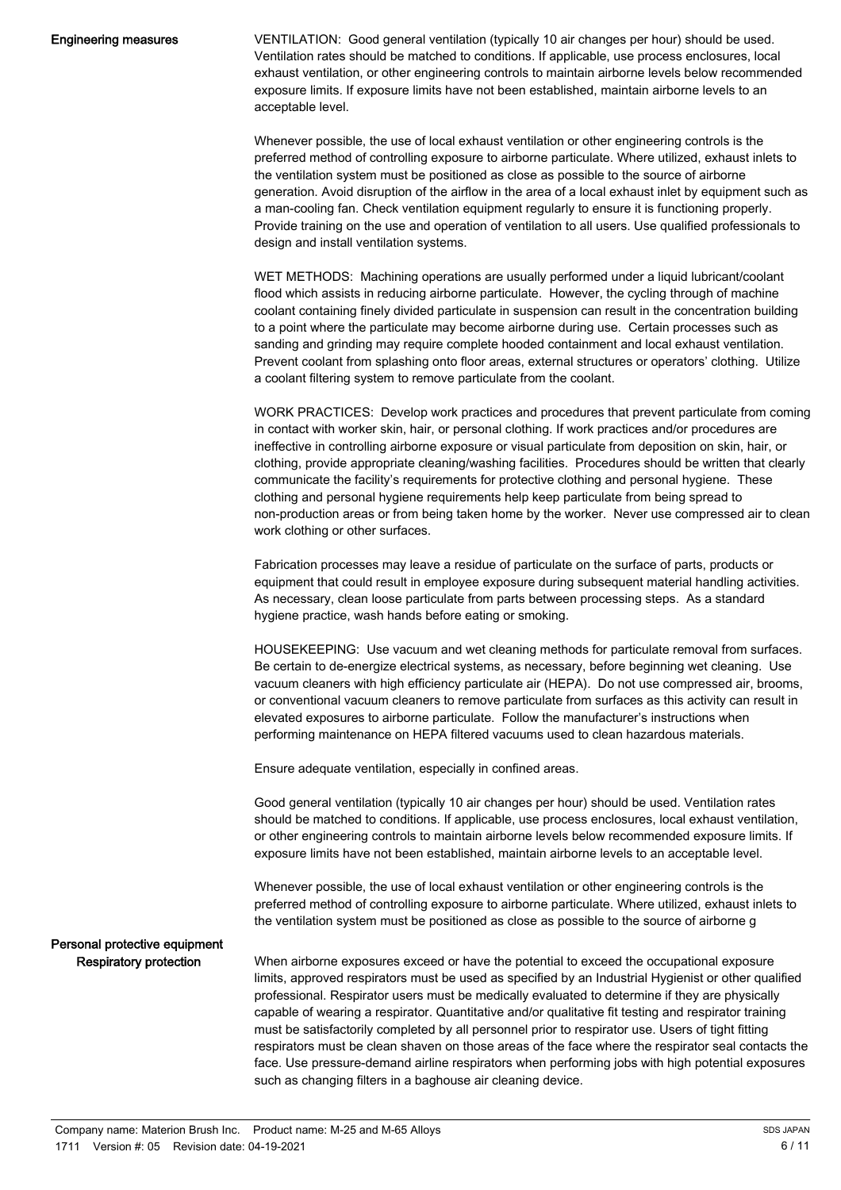**Engineering measures**

VENTILATION: Good general ventilation (typically 10 air changes per hour) should be used. Ventilation rates should be matched to conditions. If applicable, use process enclosures, local exhaust ventilation, or other engineering controls to maintain airborne levels below recommended exposure limits. If exposure limits have not been established, maintain airborne levels to an acceptable level.

Whenever possible, the use of local exhaust ventilation or other engineering controls is the preferred method of controlling exposure to airborne particulate. Where utilized, exhaust inlets to the ventilation system must be positioned as close as possible to the source of airborne generation. Avoid disruption of the airflow in the area of a local exhaust inlet by equipment such as a man-cooling fan. Check ventilation equipment regularly to ensure it is functioning properly. Provide training on the use and operation of ventilation to all users. Use qualified professionals to design and install ventilation systems.

WET METHODS: Machining operations are usually performed under a liquid lubricant/coolant flood which assists in reducing airborne particulate. However, the cycling through of machine coolant containing finely divided particulate in suspension can result in the concentration building to a point where the particulate may become airborne during use. Certain processes such as sanding and grinding may require complete hooded containment and local exhaust ventilation. Prevent coolant from splashing onto floor areas, external structures or operators' clothing. Utilize a coolant filtering system to remove particulate from the coolant.

WORK PRACTICES: Develop work practices and procedures that prevent particulate from coming in contact with worker skin, hair, or personal clothing. If work practices and/or procedures are ineffective in controlling airborne exposure or visual particulate from deposition on skin, hair, or clothing, provide appropriate cleaning/washing facilities. Procedures should be written that clearly communicate the facility's requirements for protective clothing and personal hygiene. These clothing and personal hygiene requirements help keep particulate from being spread to non-production areas or from being taken home by the worker. Never use compressed air to clean work clothing or other surfaces.

Fabrication processes may leave a residue of particulate on the surface of parts, products or equipment that could result in employee exposure during subsequent material handling activities. As necessary, clean loose particulate from parts between processing steps. As a standard hygiene practice, wash hands before eating or smoking.

HOUSEKEEPING: Use vacuum and wet cleaning methods for particulate removal from surfaces. Be certain to de-energize electrical systems, as necessary, before beginning wet cleaning. Use vacuum cleaners with high efficiency particulate air (HEPA). Do not use compressed air, brooms, or conventional vacuum cleaners to remove particulate from surfaces as this activity can result in elevated exposures to airborne particulate. Follow the manufacturer's instructions when performing maintenance on HEPA filtered vacuums used to clean hazardous materials.

Ensure adequate ventilation, especially in confined areas.

Good general ventilation (typically 10 air changes per hour) should be used. Ventilation rates should be matched to conditions. If applicable, use process enclosures, local exhaust ventilation, or other engineering controls to maintain airborne levels below recommended exposure limits. If exposure limits have not been established, maintain airborne levels to an acceptable level.

Whenever possible, the use of local exhaust ventilation or other engineering controls is the preferred method of controlling exposure to airborne particulate. Where utilized, exhaust inlets to the ventilation system must be positioned as close as possible to the source of airborne g

**Personal protective equipment**

**Respiratory protection**

When airborne exposures exceed or have the potential to exceed the occupational exposure limits, approved respirators must be used as specified by an Industrial Hygienist or other qualified professional. Respirator users must be medically evaluated to determine if they are physically capable of wearing a respirator. Quantitative and/or qualitative fit testing and respirator training must be satisfactorily completed by all personnel prior to respirator use. Users of tight fitting respirators must be clean shaven on those areas of the face where the respirator seal contacts the face. Use pressure-demand airline respirators when performing jobs with high potential exposures such as changing filters in a baghouse air cleaning device.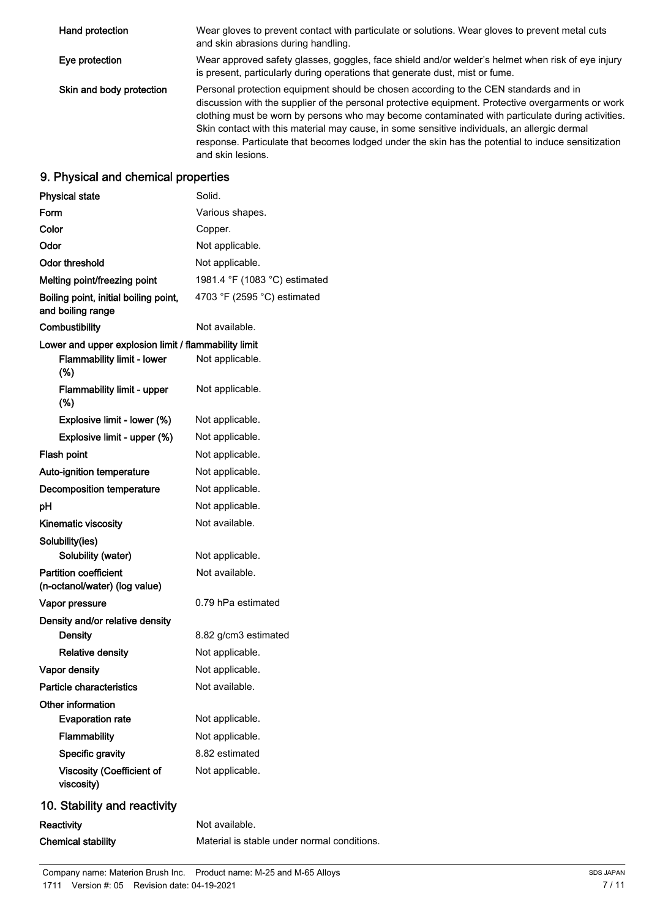| | |
|---|---|
| **Hand protection** | Wear gloves to prevent contact with particulate or solutions. Wear gloves to prevent metal cuts and skin abrasions during handling. |
| **Eye protection** | Wear approved safety glasses, goggles, face shield and/or welder's helmet when risk of eye injury is present, particularly during operations that generate dust, mist or fume. |
| **Skin and body protection** | Personal protection equipment should be chosen according to the CEN standards and in discussion with the supplier of the personal protective equipment. Protective overgarments or work clothing must be worn by persons who may become contaminated with particulate during activities. Skin contact with this material may cause, in some sensitive individuals, an allergic dermal response. Particulate that becomes lodged under the skin has the potential to induce sensitization and skin lesions. |

## 9. Physical and chemical properties

| | |
|---|---|
| **Physical state** | Solid. |
| **Form** | Various shapes. |
| **Color** | Copper. |
| **Odor** | Not applicable. |
| **Odor threshold** | Not applicable. |
| **Melting point/freezing point** | 1981.4 °F (1083 °C) estimated |
| **Boiling point, initial boiling point, and boiling range** | 4703 °F (2595 °C) estimated |
| **Combustibility** | Not available. |
| **Lower and upper explosion limit / flammability limit** | |
| **Flammability limit - lower (%)** | Not applicable. |
| **Flammability limit - upper (%)** | Not applicable. |
| **Explosive limit - lower (%)** | Not applicable. |
| **Explosive limit - upper (%)** | Not applicable. |
| **Flash point** | Not applicable. |
| **Auto-ignition temperature** | Not applicable. |
| **Decomposition temperature** | Not applicable. |
| **pH** | Not applicable. |
| **Kinematic viscosity** | Not available. |
| **Solubility(ies)** | |
| **Solubility (water)** | Not applicable. |
| **Partition coefficient (n-octanol/water) (log value)** | Not available. |
| **Vapor pressure** | 0.79 hPa estimated |
| **Density and/or relative density** | |
| **Density** | 8.82 g/cm3 estimated |
| **Relative density** | Not applicable. |
| **Vapor density** | Not applicable. |
| **Particle characteristics** | Not available. |
| **Other information** | |
| **Evaporation rate** | Not applicable. |
| **Flammability** | Not applicable. |
| **Specific gravity** | 8.82 estimated |
| **Viscosity (Coefficient of viscosity)** | Not applicable. |

## 10. Stability and reactivity

| | |
|---|---|
| **Reactivity** | Not available. |
| **Chemical stability** | Material is stable under normal conditions. |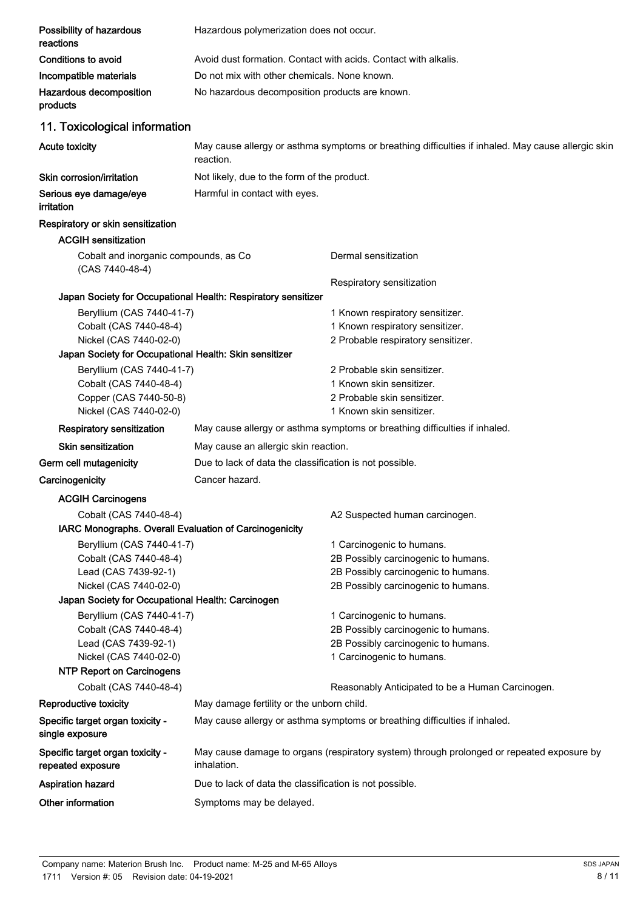| | |
|---|---|
| **Possibility of hazardous reactions** | Hazardous polymerization does not occur. |
| **Conditions to avoid** | Avoid dust formation. Contact with acids. Contact with alkalis. |
| **Incompatible materials** | Do not mix with other chemicals. None known. |
| **Hazardous decomposition products** | No hazardous decomposition products are known. |

## 11. Toxicological information

| | |
|---|---|
| **Acute toxicity** | May cause allergy or asthma symptoms or breathing difficulties if inhaled. May cause allergic skin reaction. |
| **Skin corrosion/irritation** | Not likely, due to the form of the product. |
| **Serious eye damage/eye irritation** | Harmful in contact with eyes. |

**Respiratory or skin sensitization**

**ACGIH sensitization**

| | |
|---|---|
| Cobalt and inorganic compounds, as Co (CAS 7440-48-4) | Dermal sensitization |
| | Respiratory sensitization |

**Japan Society for Occupational Health: Respiratory sensitizer**

| | |
|---|---|
| Beryllium (CAS 7440-41-7) | 1 Known respiratory sensitizer. |
| Cobalt (CAS 7440-48-4) | 1 Known respiratory sensitizer. |
| Nickel (CAS 7440-02-0) | 2 Probable respiratory sensitizer. |

**Japan Society for Occupational Health: Skin sensitizer**

| | |
|---|---|
| Beryllium (CAS 7440-41-7) | 2 Probable skin sensitizer. |
| Cobalt (CAS 7440-48-4) | 1 Known skin sensitizer. |
| Copper (CAS 7440-50-8) | 2 Probable skin sensitizer. |
| Nickel (CAS 7440-02-0) | 1 Known skin sensitizer. |

| | |
|---|---|
| **Respiratory sensitization** | May cause allergy or asthma symptoms or breathing difficulties if inhaled. |
| **Skin sensitization** | May cause an allergic skin reaction. |
| **Germ cell mutagenicity** | Due to lack of data the classification is not possible. |
| **Carcinogenicity** | Cancer hazard. |

**ACGIH Carcinogens**

| | |
|---|---|
| Cobalt (CAS 7440-48-4) | A2 Suspected human carcinogen. |

**IARC Monographs. Overall Evaluation of Carcinogenicity**

| | |
|---|---|
| Beryllium (CAS 7440-41-7) | 1 Carcinogenic to humans. |
| Cobalt (CAS 7440-48-4) | 2B Possibly carcinogenic to humans. |
| Lead (CAS 7439-92-1) | 2B Possibly carcinogenic to humans. |
| Nickel (CAS 7440-02-0) | 2B Possibly carcinogenic to humans. |

**Japan Society for Occupational Health: Carcinogen**

| | |
|---|---|
| Beryllium (CAS 7440-41-7) | 1 Carcinogenic to humans. |
| Cobalt (CAS 7440-48-4) | 2B Possibly carcinogenic to humans. |
| Lead (CAS 7439-92-1) | 2B Possibly carcinogenic to humans. |
| Nickel (CAS 7440-02-0) | 1 Carcinogenic to humans. |

**NTP Report on Carcinogens**

| | |
|---|---|
| Cobalt (CAS 7440-48-4) | Reasonably Anticipated to be a Human Carcinogen. |

| | |
|---|---|
| **Reproductive toxicity** | May damage fertility or the unborn child. |
| **Specific target organ toxicity - single exposure** | May cause allergy or asthma symptoms or breathing difficulties if inhaled. |
| **Specific target organ toxicity - repeated exposure** | May cause damage to organs (respiratory system) through prolonged or repeated exposure by inhalation. |
| **Aspiration hazard** | Due to lack of data the classification is not possible. |
| **Other information** | Symptoms may be delayed. |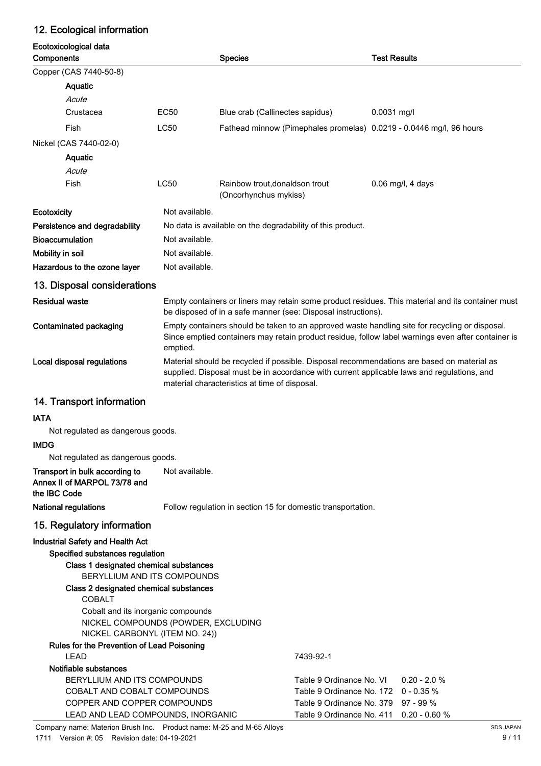## 12. Ecological information

**Ecotoxicological data**

| Components | | Species | Test Results |
|---|---|---|---|
| Copper (CAS 7440-50-8) | | | |
| **Aquatic** | | | |
| *Acute* | | | |
| Crustacea | EC50 | Blue crab (Callinectes sapidus) | 0.0031 mg/l |
| Fish | LC50 | Fathead minnow (Pimephales promelas) | 0.0219 - 0.0446 mg/l, 96 hours |
| Nickel (CAS 7440-02-0) | | | |
| **Aquatic** | | | |
| *Acute* | | | |
| Fish | LC50 | Rainbow trout,donaldson trout (Oncorhynchus mykiss) | 0.06 mg/l, 4 days |

**Ecotoxicity** Not available.

**Persistence and degradability** No data is available on the degradability of this product.

**Bioaccumulation** Not available.

**Mobility in soil** Not available.

**Hazardous to the ozone layer** Not available.

## 13. Disposal considerations

**Residual waste** Empty containers or liners may retain some product residues. This material and its container must be disposed of in a safe manner (see: Disposal instructions).

**Contaminated packaging** Empty containers should be taken to an approved waste handling site for recycling or disposal. Since emptied containers may retain product residue, follow label warnings even after container is emptied.

**Local disposal regulations** Material should be recycled if possible. Disposal recommendations are based on material as supplied. Disposal must be in accordance with current applicable laws and regulations, and material characteristics at time of disposal.

## 14. Transport information

**IATA**

Not regulated as dangerous goods.

**IMDG**

Not regulated as dangerous goods.

**Transport in bulk according to Annex II of MARPOL 73/78 and the IBC Code** Not available.

**National regulations** Follow regulation in section 15 for domestic transportation.

## 15. Regulatory information

**Industrial Safety and Health Act**

**Specified substances regulation**

**Class 1 designated chemical substances**

BERYLLIUM AND ITS COMPOUNDS

**Class 2 designated chemical substances**

COBALT

Cobalt and its inorganic compounds

NICKEL COMPOUNDS (POWDER, EXCLUDING NICKEL CARBONYL (ITEM NO. 24))

**Rules for the Prevention of Lead Poisoning**

| | | |
|---|---|---|
| LEAD | 7439-92-1 | |

**Notifiable substances**

| | | |
|---|---|---|
| BERYLLIUM AND ITS COMPOUNDS | Table 9 Ordinance No. VI | 0.20 - 2.0 % |
| COBALT AND COBALT COMPOUNDS | Table 9 Ordinance No. 172 | 0 - 0.35 % |
| COPPER AND COPPER COMPOUNDS | Table 9 Ordinance No. 379 | 97 - 99 % |
| LEAD AND LEAD COMPOUNDS, INORGANIC | Table 9 Ordinance No. 411 | 0.20 - 0.60 % |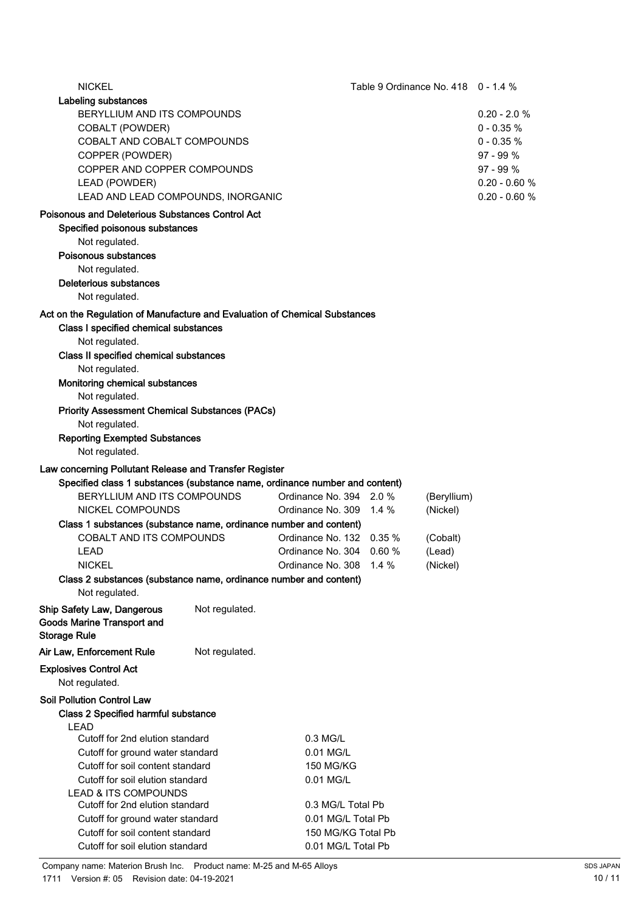| | | |
|---|---|---|
| NICKEL | Table 9 Ordinance No. 418 | 0 - 1.4 % |

**Labeling substances**

| | |
|---|---|
| BERYLLIUM AND ITS COMPOUNDS | 0.20 - 2.0 % |
| COBALT (POWDER) | 0 - 0.35 % |
| COBALT AND COBALT COMPOUNDS | 0 - 0.35 % |
| COPPER (POWDER) | 97 - 99 % |
| COPPER AND COPPER COMPOUNDS | 97 - 99 % |
| LEAD (POWDER) | 0.20 - 0.60 % |
| LEAD AND LEAD COMPOUNDS, INORGANIC | 0.20 - 0.60 % |

**Poisonous and Deleterious Substances Control Act**

**Specified poisonous substances**

Not regulated.

**Poisonous substances**

Not regulated.

**Deleterious substances**

Not regulated.

**Act on the Regulation of Manufacture and Evaluation of Chemical Substances**

**Class I specified chemical substances**

Not regulated.

**Class II specified chemical substances**

Not regulated.

**Monitoring chemical substances**

Not regulated.

**Priority Assessment Chemical Substances (PACs)**

Not regulated.

**Reporting Exempted Substances**

Not regulated.

**Law concerning Pollutant Release and Transfer Register**

**Specified class 1 substances (substance name, ordinance number and content)**

| | | | |
|---|---|---|---|
| BERYLLIUM AND ITS COMPOUNDS | Ordinance No. 394 | 2.0 % | (Beryllium) |
| NICKEL COMPOUNDS | Ordinance No. 309 | 1.4 % | (Nickel) |

**Class 1 substances (substance name, ordinance number and content)**

| | | | |
|---|---|---|---|
| COBALT AND ITS COMPOUNDS | Ordinance No. 132 | 0.35 % | (Cobalt) |
| LEAD | Ordinance No. 304 | 0.60 % | (Lead) |
| NICKEL | Ordinance No. 308 | 1.4 % | (Nickel) |

**Class 2 substances (substance name, ordinance number and content)**

Not regulated.

**Ship Safety Law, Dangerous Goods Marine Transport and Storage Rule** Not regulated.

**Air Law, Enforcement Rule** Not regulated.

**Explosives Control Act**

Not regulated.

**Soil Pollution Control Law**

**Class 2 Specified harmful substance**

| | |
|---|---|
| **LEAD** | |
| Cutoff for 2nd elution standard | 0.3 MG/L |
| Cutoff for ground water standard | 0.01 MG/L |
| Cutoff for soil content standard | 150 MG/KG |
| Cutoff for soil elution standard | 0.01 MG/L |
| **LEAD & ITS COMPOUNDS** | |
| Cutoff for 2nd elution standard | 0.3 MG/L Total Pb |
| Cutoff for ground water standard | 0.01 MG/L Total Pb |
| Cutoff for soil content standard | 150 MG/KG Total Pb |
| Cutoff for soil elution standard | 0.01 MG/L Total Pb |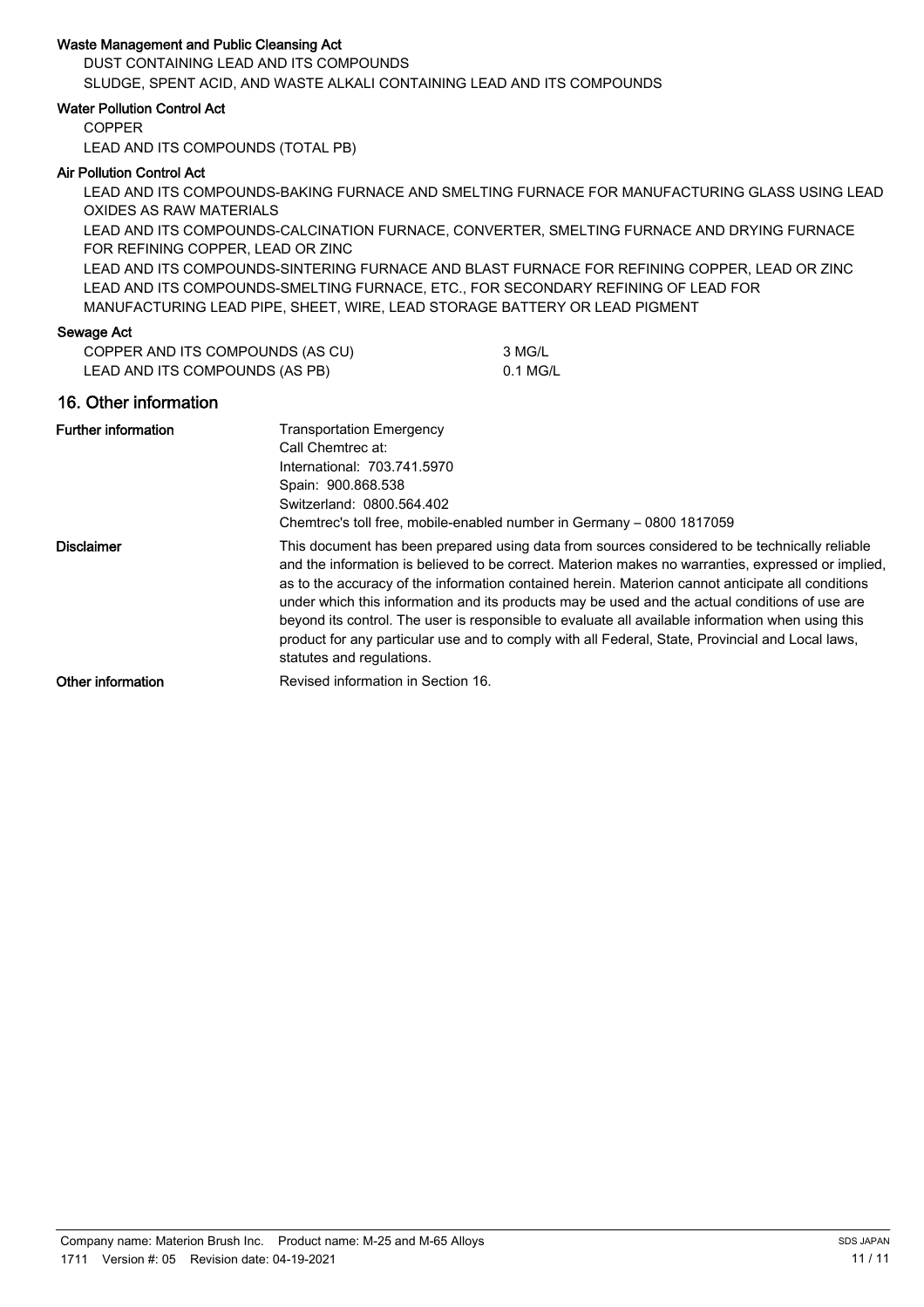**Waste Management and Public Cleansing Act**

DUST CONTAINING LEAD AND ITS COMPOUNDS

SLUDGE, SPENT ACID, AND WASTE ALKALI CONTAINING LEAD AND ITS COMPOUNDS

**Water Pollution Control Act**

COPPER

LEAD AND ITS COMPOUNDS (TOTAL PB)

**Air Pollution Control Act**

LEAD AND ITS COMPOUNDS-BAKING FURNACE AND SMELTING FURNACE FOR MANUFACTURING GLASS USING LEAD OXIDES AS RAW MATERIALS

LEAD AND ITS COMPOUNDS-CALCINATION FURNACE, CONVERTER, SMELTING FURNACE AND DRYING FURNACE FOR REFINING COPPER, LEAD OR ZINC

LEAD AND ITS COMPOUNDS-SINTERING FURNACE AND BLAST FURNACE FOR REFINING COPPER, LEAD OR ZINC

LEAD AND ITS COMPOUNDS-SMELTING FURNACE, ETC., FOR SECONDARY REFINING OF LEAD FOR MANUFACTURING LEAD PIPE, SHEET, WIRE, LEAD STORAGE BATTERY OR LEAD PIGMENT

**Sewage Act**

| | |
|---|---|
| COPPER AND ITS COMPOUNDS (AS CU) | 3 MG/L |
| LEAD AND ITS COMPOUNDS (AS PB) | 0.1 MG/L |

## 16. Other information

**Further information**

Transportation Emergency
Call Chemtrec at:
International: 703.741.5970
Spain: 900.868.538
Switzerland: 0800.564.402
Chemtrec's toll free, mobile-enabled number in Germany – 0800 1817059

**Disclaimer**

This document has been prepared using data from sources considered to be technically reliable and the information is believed to be correct. Materion makes no warranties, expressed or implied, as to the accuracy of the information contained herein. Materion cannot anticipate all conditions under which this information and its products may be used and the actual conditions of use are beyond its control. The user is responsible to evaluate all available information when using this product for any particular use and to comply with all Federal, State, Provincial and Local laws, statutes and regulations.

**Other information**

Revised information in Section 16.